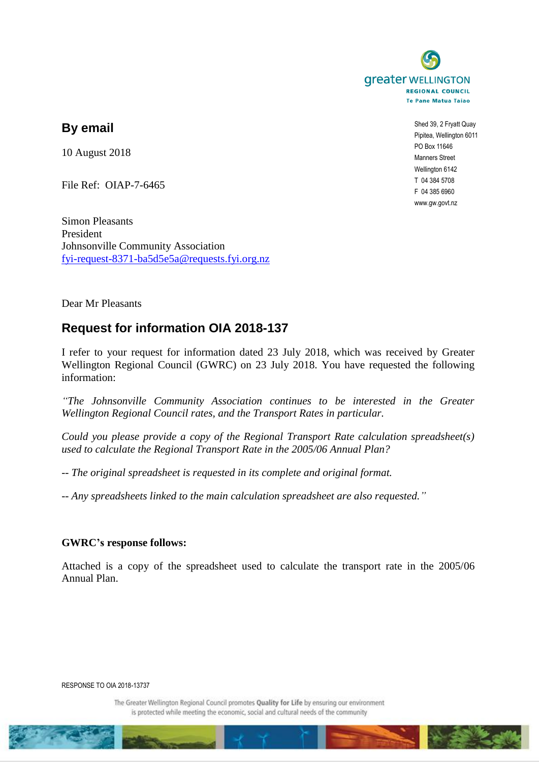greater WELLINGTON
REGIONAL COUNCIL
Te Pane Matua Taiao

Shed 39, 2 Fryatt Quay
Pipitea, Wellington 6011
PO Box 11646
Manners Street
Wellington 6142
T 04 384 5708
F 04 385 6960
www.gw.govt.nz

## By email

10 August 2018

File Ref: OIAP-7-6465

Simon Pleasants
President
Johnsonville Community Association
fyi-request-8371-ba5d5e5a@requests.fyi.org.nz

Dear Mr Pleasants

## Request for information OIA 2018-137

I refer to your request for information dated 23 July 2018, which was received by Greater Wellington Regional Council (GWRC) on 23 July 2018. You have requested the following information:

*"The Johnsonville Community Association continues to be interested in the Greater Wellington Regional Council rates, and the Transport Rates in particular.*

*Could you please provide a copy of the Regional Transport Rate calculation spreadsheet(s) used to calculate the Regional Transport Rate in the 2005/06 Annual Plan?*

-- *The original spreadsheet is requested in its complete and original format.*

-- *Any spreadsheets linked to the main calculation spreadsheet are also requested."*

**GWRC's response follows:**

Attached is a copy of the spreadsheet used to calculate the transport rate in the 2005/06 Annual Plan.

RESPONSE TO OIA 2018-13737

The Greater Wellington Regional Council promotes **Quality for Life** by ensuring our environment is protected while meeting the economic, social and cultural needs of the community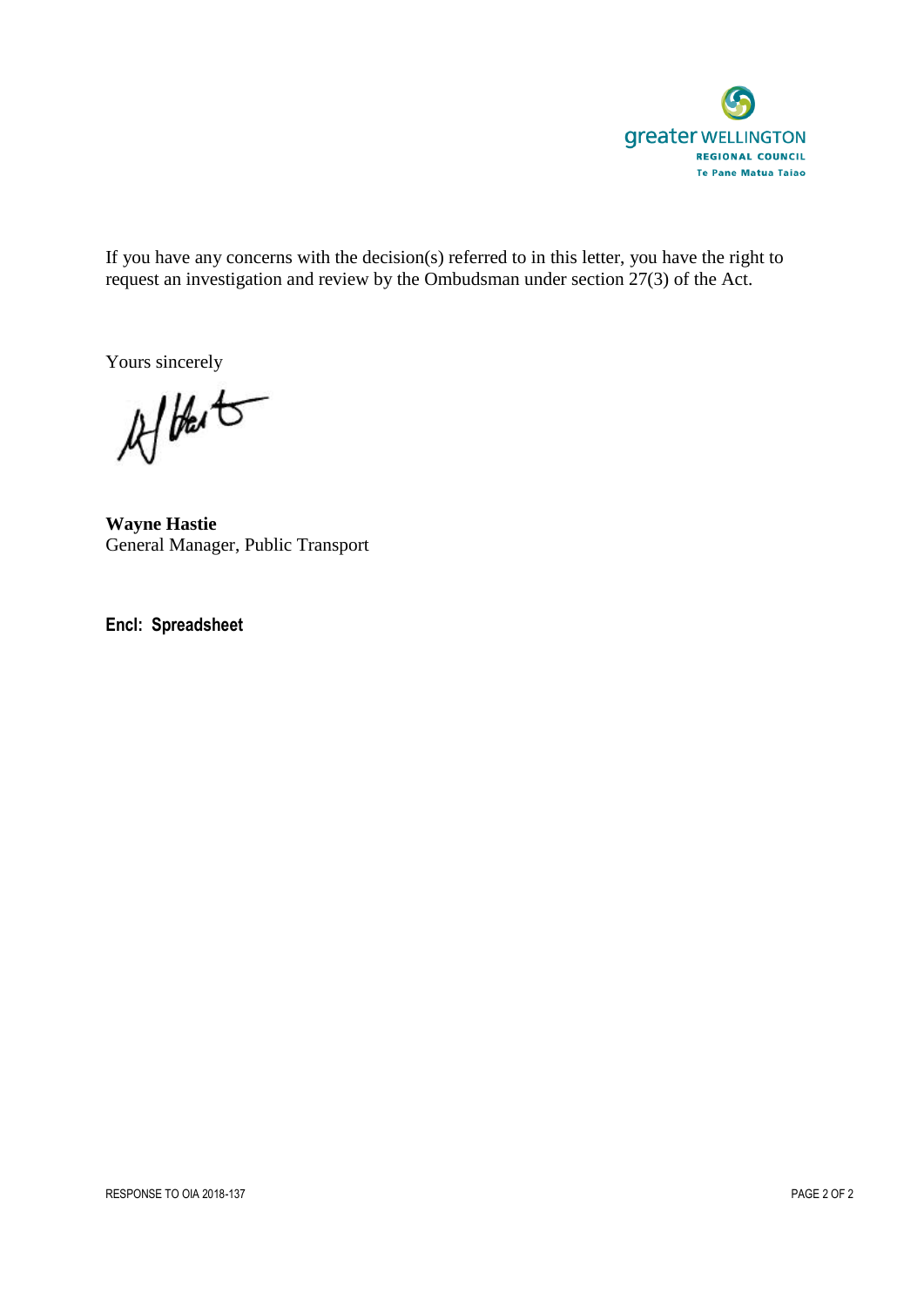If you have any concerns with the decision(s) referred to in this letter, you have the right to request an investigation and review by the Ombudsman under section 27(3) of the Act.

Yours sincerely

**Wayne Hastie**
General Manager, Public Transport

**Encl: Spreadsheet**